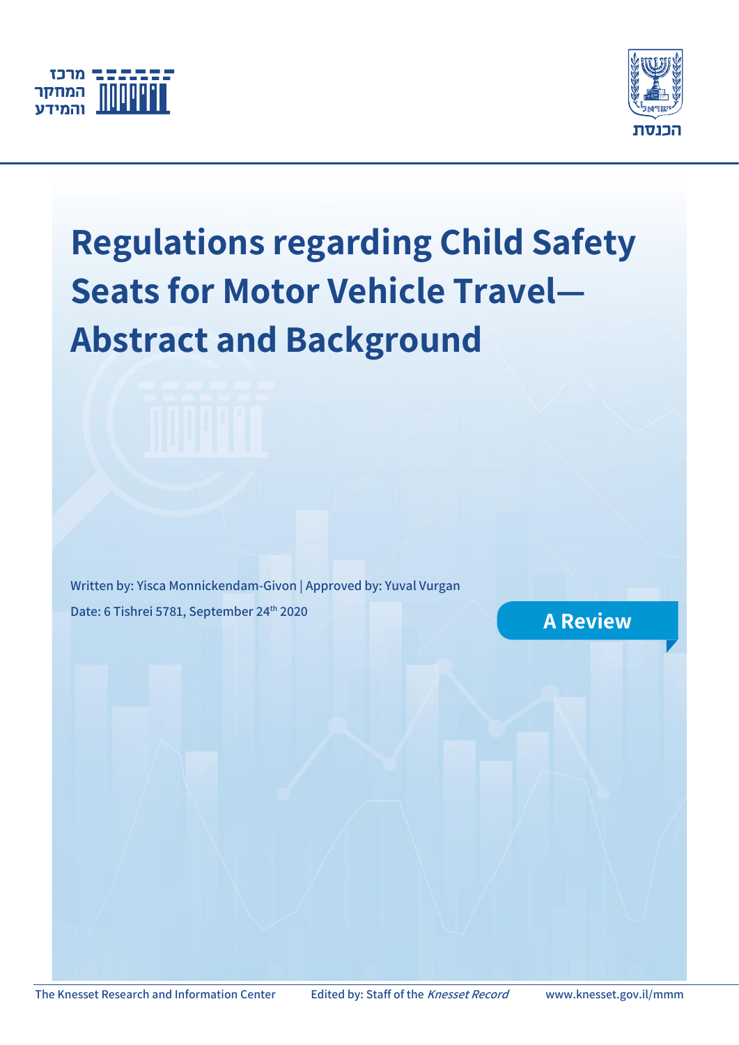מרכז המחקר והמידע

הכנסת

# Regulations regarding Child Safety Seats for Motor Vehicle Travel—Abstract and Background

Written by: Yisca Monnickendam-Givon | Approved by: Yuval Vurgan

Date: 6 Tishrei 5781, September 24th 2020

**A Review**

The Knesset Research and Information Center | Edited by: Staff of the *Knesset Record* | www.knesset.gov.il/mmm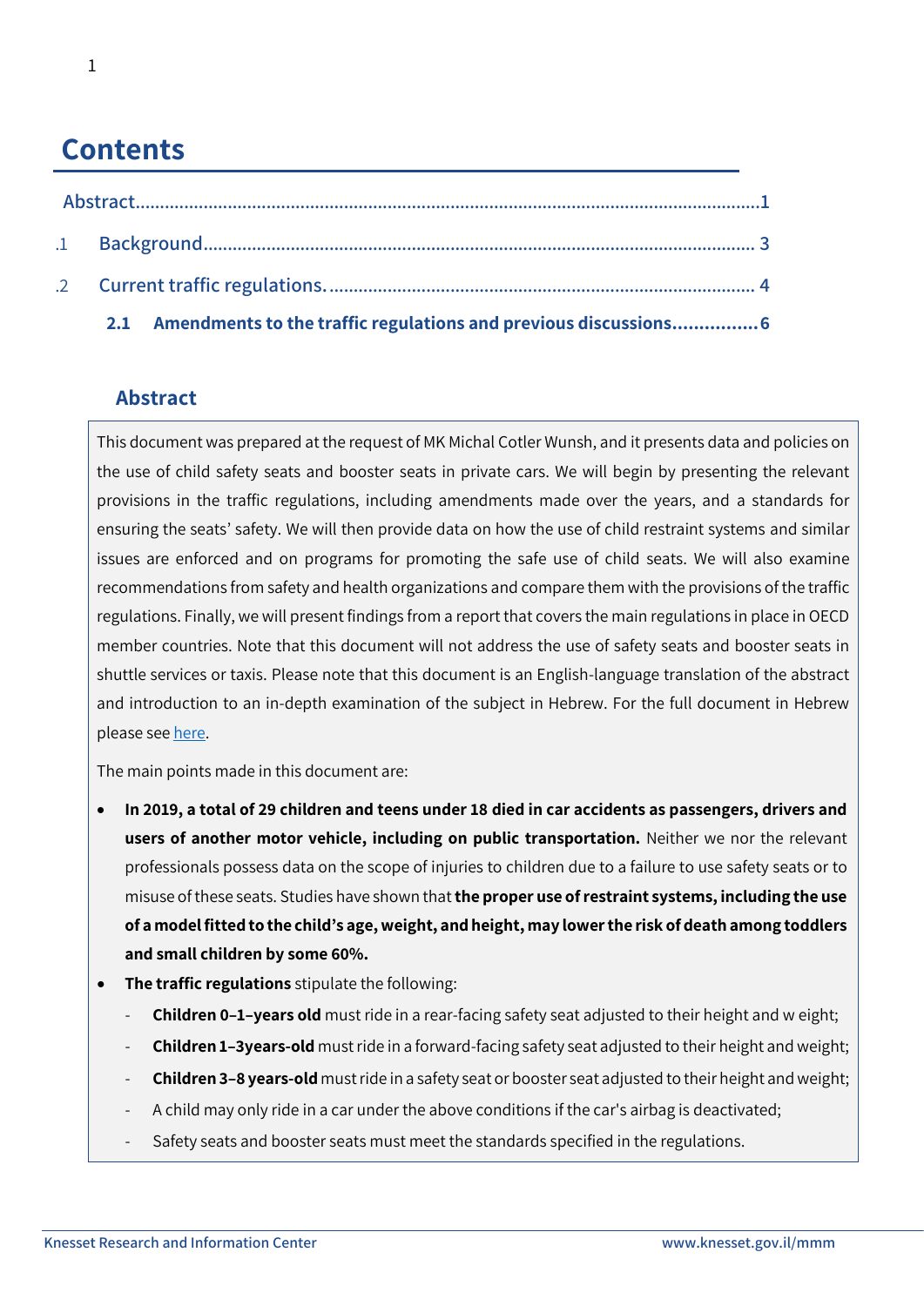# Contents

Abstract.................................................................................................................1

.1 Background.............................................................................................................. 3

.2 Current traffic regulations........................................................................................ 4

**2.1 Amendments to the traffic regulations and previous discussions................6**

## Abstract

This document was prepared at the request of MK Michal Cotler Wunsh, and it presents data and policies on the use of child safety seats and booster seats in private cars. We will begin by presenting the relevant provisions in the traffic regulations, including amendments made over the years, and a standards for ensuring the seats' safety. We will then provide data on how the use of child restraint systems and similar issues are enforced and on programs for promoting the safe use of child seats. We will also examine recommendations from safety and health organizations and compare them with the provisions of the traffic regulations. Finally, we will present findings from a report that covers the main regulations in place in OECD member countries. Note that this document will not address the use of safety seats and booster seats in shuttle services or taxis. Please note that this document is an English-language translation of the abstract and introduction to an in-depth examination of the subject in Hebrew. For the full document in Hebrew please see here.

The main points made in this document are:

- **In 2019, a total of 29 children and teens under 18 died in car accidents as passengers, drivers and users of another motor vehicle, including on public transportation.** Neither we nor the relevant professionals possess data on the scope of injuries to children due to a failure to use safety seats or to misuse of these seats. Studies have shown that **the proper use of restraint systems, including the use of a model fitted to the child's age, weight, and height, may lower the risk of death among toddlers and small children by some 60%.**
- **The traffic regulations** stipulate the following:
  - **Children 0–1–years old** must ride in a rear-facing safety seat adjusted to their height and w eight;
  - **Children 1–3years-old** must ride in a forward-facing safety seat adjusted to their height and weight;
  - **Children 3–8 years-old** must ride in a safety seat or booster seat adjusted to their height and weight;
  - A child may only ride in a car under the above conditions if the car's airbag is deactivated;
  - Safety seats and booster seats must meet the standards specified in the regulations.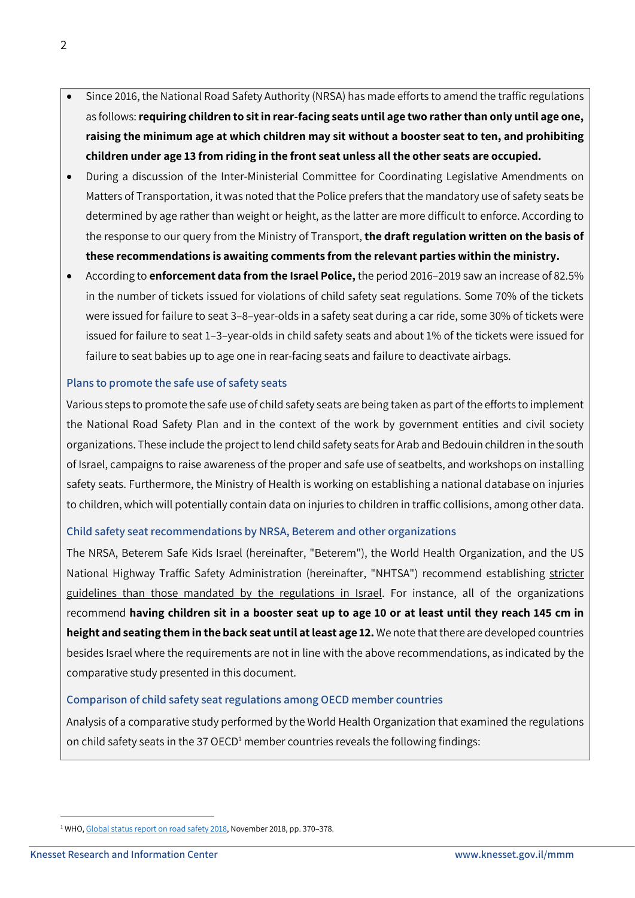- Since 2016, the National Road Safety Authority (NRSA) has made efforts to amend the traffic regulations as follows: **requiring children to sit in rear-facing seats until age two rather than only until age one, raising the minimum age at which children may sit without a booster seat to ten, and prohibiting children under age 13 from riding in the front seat unless all the other seats are occupied.**
- During a discussion of the Inter-Ministerial Committee for Coordinating Legislative Amendments on Matters of Transportation, it was noted that the Police prefers that the mandatory use of safety seats be determined by age rather than weight or height, as the latter are more difficult to enforce. According to the response to our query from the Ministry of Transport, **the draft regulation written on the basis of these recommendations is awaiting comments from the relevant parties within the ministry.**
- According to **enforcement data from the Israel Police,** the period 2016–2019 saw an increase of 82.5% in the number of tickets issued for violations of child safety seat regulations. Some 70% of the tickets were issued for failure to seat 3–8–year-olds in a safety seat during a car ride, some 30% of tickets were issued for failure to seat 1–3–year-olds in child safety seats and about 1% of the tickets were issued for failure to seat babies up to age one in rear-facing seats and failure to deactivate airbags.

### Plans to promote the safe use of safety seats

Various steps to promote the safe use of child safety seats are being taken as part of the efforts to implement the National Road Safety Plan and in the context of the work by government entities and civil society organizations. These include the project to lend child safety seats for Arab and Bedouin children in the south of Israel, campaigns to raise awareness of the proper and safe use of seatbelts, and workshops on installing safety seats. Furthermore, the Ministry of Health is working on establishing a national database on injuries to children, which will potentially contain data on injuries to children in traffic collisions, among other data.

### Child safety seat recommendations by NRSA, Beterem and other organizations

The NRSA, Beterem Safe Kids Israel (hereinafter, "Beterem"), the World Health Organization, and the US National Highway Traffic Safety Administration (hereinafter, "NHTSA") recommend establishing stricter guidelines than those mandated by the regulations in Israel. For instance, all of the organizations recommend **having children sit in a booster seat up to age 10 or at least until they reach 145 cm in height and seating them in the back seat until at least age 12.** We note that there are developed countries besides Israel where the requirements are not in line with the above recommendations, as indicated by the comparative study presented in this document.

### Comparison of child safety seat regulations among OECD member countries

Analysis of a comparative study performed by the World Health Organization that examined the regulations on child safety seats in the 37 OECD[1] member countries reveals the following findings:

[1] WHO, Global status report on road safety 2018, November 2018, pp. 370–378.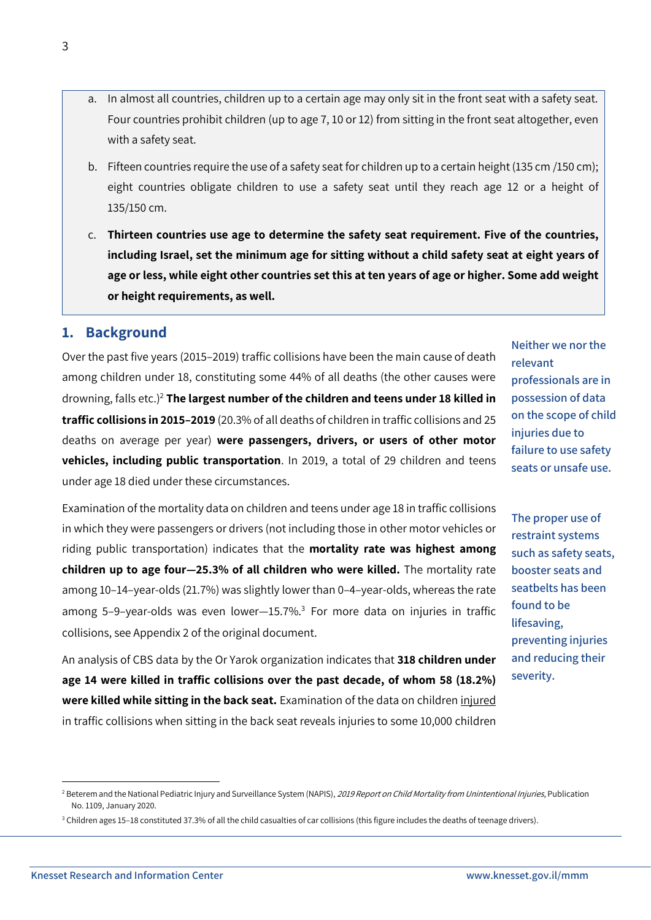a. In almost all countries, children up to a certain age may only sit in the front seat with a safety seat. Four countries prohibit children (up to age 7, 10 or 12) from sitting in the front seat altogether, even with a safety seat.

b. Fifteen countries require the use of a safety seat for children up to a certain height (135 cm /150 cm); eight countries obligate children to use a safety seat until they reach age 12 or a height of 135/150 cm.

c. **Thirteen countries use age to determine the safety seat requirement. Five of the countries, including Israel, set the minimum age for sitting without a child safety seat at eight years of age or less, while eight other countries set this at ten years of age or higher. Some add weight or height requirements, as well.**

## 1. Background

Neither we nor the relevant professionals are in possession of data on the scope of child injuries due to failure to use safety seats or unsafe use.

Over the past five years (2015–2019) traffic collisions have been the main cause of death among children under 18, constituting some 44% of all deaths (the other causes were drowning, falls etc.)[2] **The largest number of the children and teens under 18 killed in traffic collisions in 2015–2019** (20.3% of all deaths of children in traffic collisions and 25 deaths on average per year) **were passengers, drivers, or users of other motor vehicles, including public transportation**. In 2019, a total of 29 children and teens under age 18 died under these circumstances.

The proper use of restraint systems such as safety seats, booster seats and seatbelts has been found to be lifesaving, preventing injuries and reducing their severity.

Examination of the mortality data on children and teens under age 18 in traffic collisions in which they were passengers or drivers (not including those in other motor vehicles or riding public transportation) indicates that the **mortality rate was highest among children up to age four—25.3% of all children who were killed.** The mortality rate among 10–14–year-olds (21.7%) was slightly lower than 0–4–year-olds, whereas the rate among 5–9–year-olds was even lower—15.7%.[3] For more data on injuries in traffic collisions, see Appendix 2 of the original document.

An analysis of CBS data by the Or Yarok organization indicates that **318 children under age 14 were killed in traffic collisions over the past decade, of whom 58 (18.2%) were killed while sitting in the back seat.** Examination of the data on children injured in traffic collisions when sitting in the back seat reveals injuries to some 10,000 children

---

[2] Beterem and the National Pediatric Injury and Surveillance System (NAPIS), *2019 Report on Child Mortality from Unintentional Injuries*, Publication No. 1109, January 2020.

[3] Children ages 15–18 constituted 37.3% of all the child casualties of car collisions (this figure includes the deaths of teenage drivers).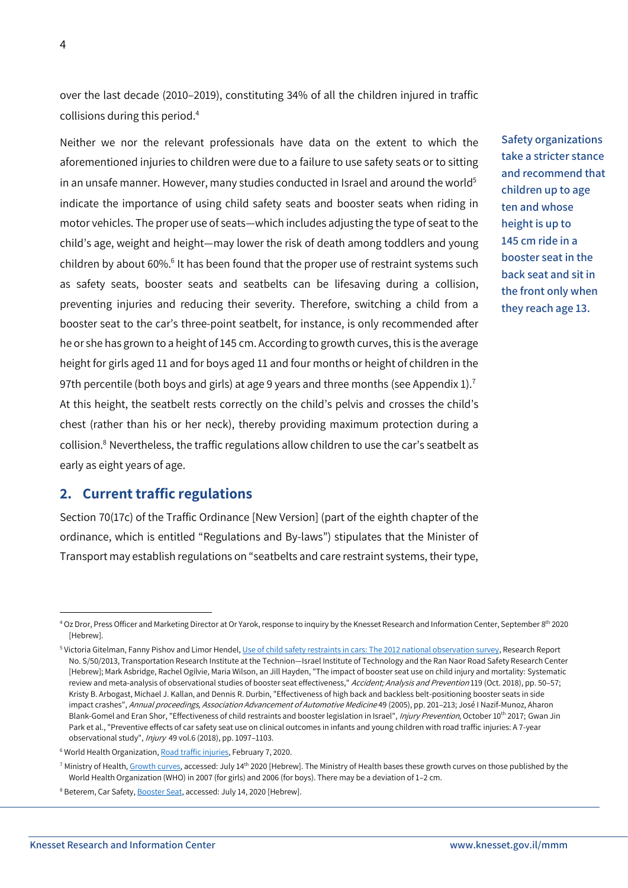over the last decade (2010–2019), constituting 34% of all the children injured in traffic collisions during this period.[4]

Neither we nor the relevant professionals have data on the extent to which the aforementioned injuries to children were due to a failure to use safety seats or to sitting in an unsafe manner. However, many studies conducted in Israel and around the world[5] indicate the importance of using child safety seats and booster seats when riding in motor vehicles. The proper use of seats—which includes adjusting the type of seat to the child's age, weight and height—may lower the risk of death among toddlers and young children by about 60%.[6] It has been found that the proper use of restraint systems such as safety seats, booster seats and seatbelts can be lifesaving during a collision, preventing injuries and reducing their severity. Therefore, switching a child from a booster seat to the car's three-point seatbelt, for instance, is only recommended after he or she has grown to a height of 145 cm. According to growth curves, this is the average height for girls aged 11 and for boys aged 11 and four months or height of children in the 97th percentile (both boys and girls) at age 9 years and three months (see Appendix 1).[7] At this height, the seatbelt rests correctly on the child's pelvis and crosses the child's chest (rather than his or her neck), thereby providing maximum protection during a collision.[8] Nevertheless, the traffic regulations allow children to use the car's seatbelt as early as eight years of age.

**Safety organizations take a stricter stance and recommend that children up to age ten and whose height is up to 145 cm ride in a booster seat in the back seat and sit in the front only when they reach age 13.**

## 2. Current traffic regulations

Section 70(17c) of the Traffic Ordinance [New Version] (part of the eighth chapter of the ordinance, which is entitled "Regulations and By-laws") stipulates that the Minister of Transport may establish regulations on "seatbelts and care restraint systems, their type,

---

[4] Oz Dror, Press Officer and Marketing Director at Or Yarok, response to inquiry by the Knesset Research and Information Center, September 8th 2020 [Hebrew].

[5] Victoria Gitelman, Fanny Pishov and Limor Hendel, Use of child safety restraints in cars: The 2012 national observation survey, Research Report No. S/50/2013, Transportation Research Institute at the Technion—Israel Institute of Technology and the Ran Naor Road Safety Research Center [Hebrew]; Mark Asbridge, Rachel Ogilvie, Maria Wilson, an Jill Hayden, "The impact of booster seat use on child injury and mortality: Systematic review and meta-analysis of observational studies of booster seat effectiveness," *Accident; Analysis and Prevention* 119 (Oct. 2018), pp. 50–57; Kristy B. Arbogast, Michael J. Kallan, and Dennis R. Durbin, "Effectiveness of high back and backless belt-positioning booster seats in side impact crashes", *Annual proceedings, Association Advancement of Automotive Medicine* 49 (2005), pp. 201–213; José I Nazif-Munoz, Aharon Blank-Gomel and Eran Shor, "Effectiveness of child restraints and booster legislation in Israel", *Injury Prevention*, October 10th 2017; Gwan Jin Park et al., "Preventive effects of car safety seat use on clinical outcomes in infants and young children with road traffic injuries: A 7-year observational study", *Injury* 49 vol.6 (2018), pp. 1097–1103.

[6] World Health Organization, Road traffic injuries, February 7, 2020.

[7] Ministry of Health, Growth curves, accessed: July 14th 2020 [Hebrew]. The Ministry of Health bases these growth curves on those published by the World Health Organization (WHO) in 2007 (for girls) and 2006 (for boys). There may be a deviation of 1–2 cm.

[8] Beterem, Car Safety, Booster Seat, accessed: July 14, 2020 [Hebrew].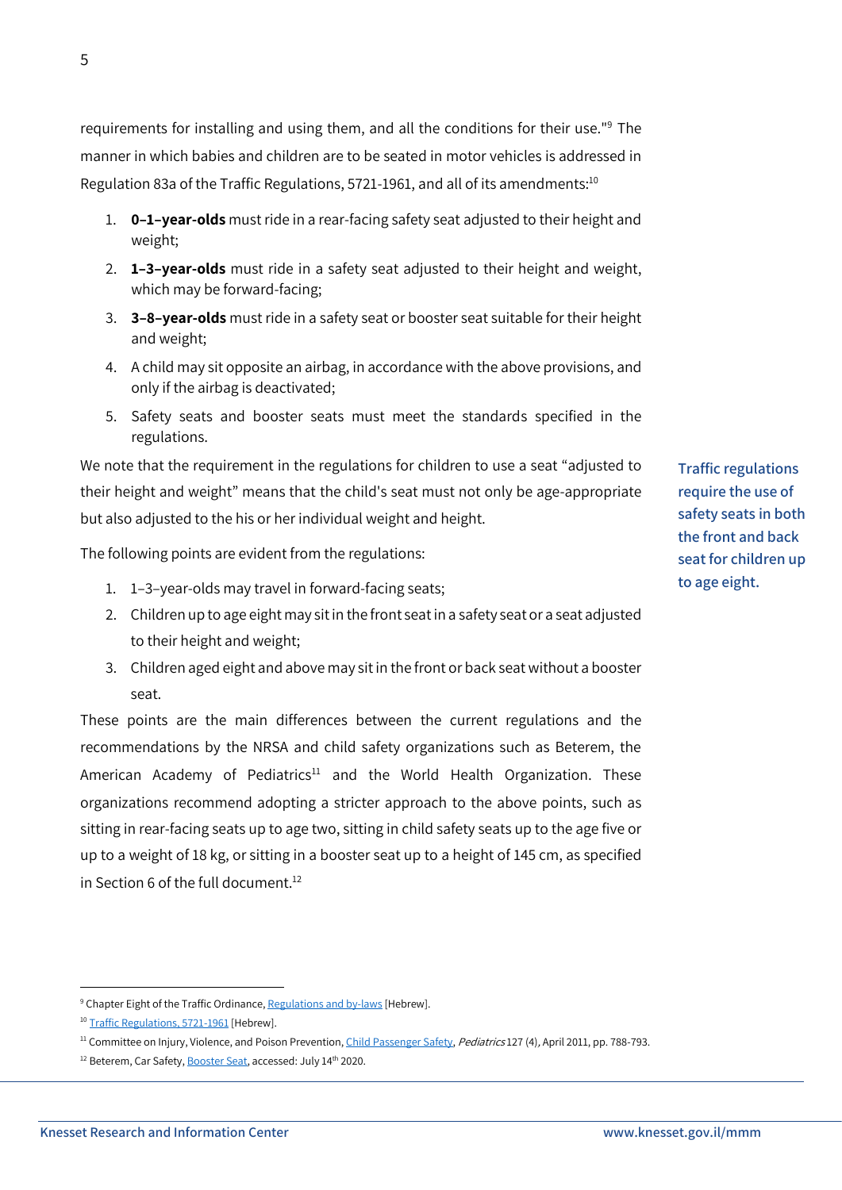requirements for installing and using them, and all the conditions for their use."[9] The manner in which babies and children are to be seated in motor vehicles is addressed in Regulation 83a of the Traffic Regulations, 5721-1961, and all of its amendments:[10]

1. **0–1–year-olds** must ride in a rear-facing safety seat adjusted to their height and weight;
2. **1–3–year-olds** must ride in a safety seat adjusted to their height and weight, which may be forward-facing;
3. **3–8–year-olds** must ride in a safety seat or booster seat suitable for their height and weight;
4. A child may sit opposite an airbag, in accordance with the above provisions, and only if the airbag is deactivated;
5. Safety seats and booster seats must meet the standards specified in the regulations.

We note that the requirement in the regulations for children to use a seat "adjusted to their height and weight" means that the child's seat must not only be age-appropriate but also adjusted to the his or her individual weight and height.

**Traffic regulations require the use of safety seats in both the front and back seat for children up to age eight.**

The following points are evident from the regulations:

1. 1–3–year-olds may travel in forward-facing seats;
2. Children up to age eight may sit in the front seat in a safety seat or a seat adjusted to their height and weight;
3. Children aged eight and above may sit in the front or back seat without a booster seat.

These points are the main differences between the current regulations and the recommendations by the NRSA and child safety organizations such as Beterem, the American Academy of Pediatrics[11] and the World Health Organization. These organizations recommend adopting a stricter approach to the above points, such as sitting in rear-facing seats up to age two, sitting in child safety seats up to the age five or up to a weight of 18 kg, or sitting in a booster seat up to a height of 145 cm, as specified in Section 6 of the full document.[12]

---

[9] Chapter Eight of the Traffic Ordinance, Regulations and by-laws [Hebrew].

[10] Traffic Regulations, 5721-1961 [Hebrew].

[11] Committee on Injury, Violence, and Poison Prevention, Child Passenger Safety, *Pediatrics* 127 (4), April 2011, pp. 788-793.

[12] Beterem, Car Safety, Booster Seat, accessed: July 14th 2020.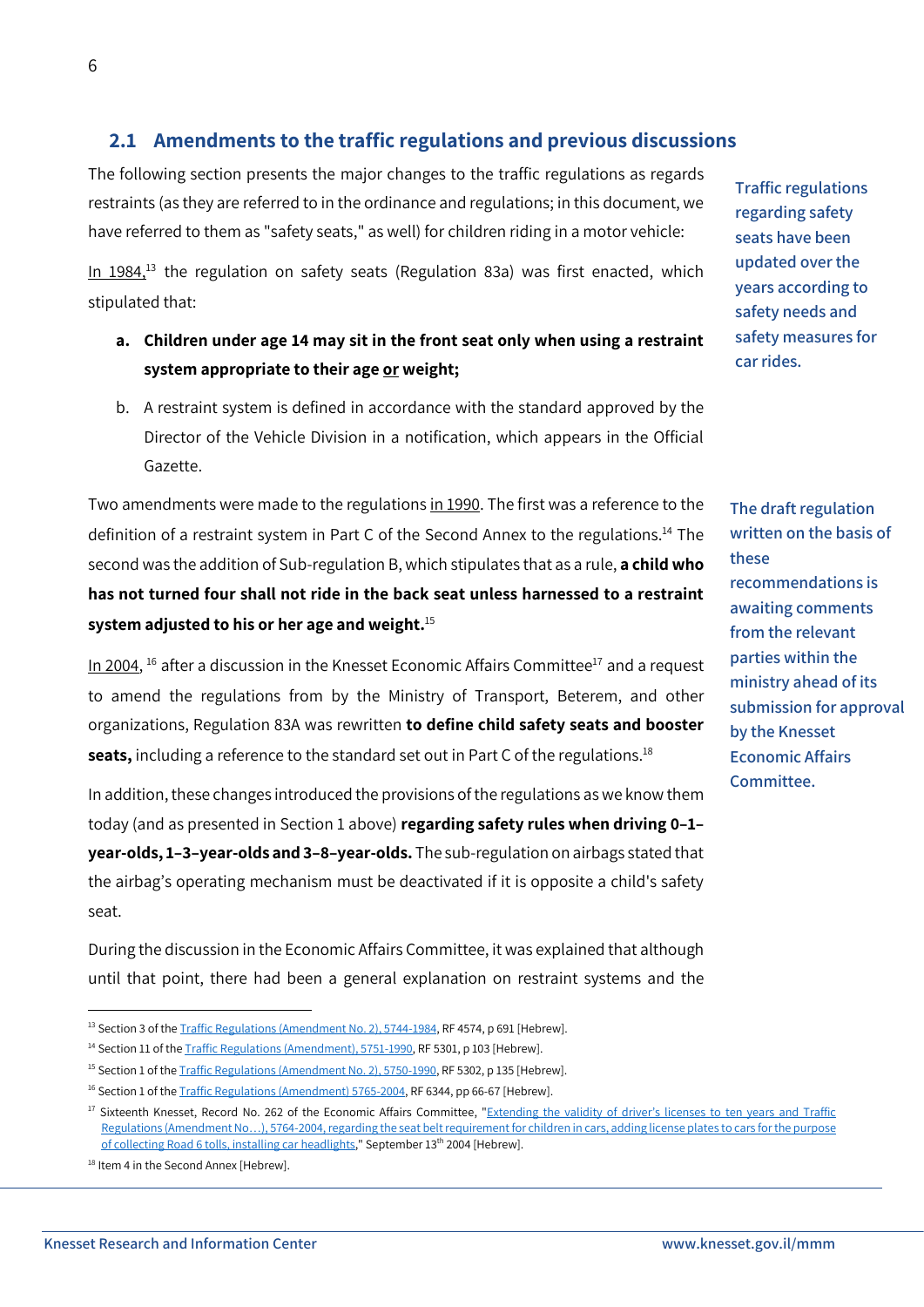## 2.1 Amendments to the traffic regulations and previous discussions

The following section presents the major changes to the traffic regulations as regards restraints (as they are referred to in the ordinance and regulations; in this document, we have referred to them as "safety seats," as well) for children riding in a motor vehicle:

Traffic regulations regarding safety seats have been updated over the years according to safety needs and safety measures for car rides.

In 1984,[13] the regulation on safety seats (Regulation 83a) was first enacted, which stipulated that:

a. **Children under age 14 may sit in the front seat only when using a restraint system appropriate to their age or weight;**

b. A restraint system is defined in accordance with the standard approved by the Director of the Vehicle Division in a notification, which appears in the Official Gazette.

Two amendments were made to the regulations in 1990. The first was a reference to the definition of a restraint system in Part C of the Second Annex to the regulations.[14] The second was the addition of Sub-regulation B, which stipulates that as a rule, **a child who has not turned four shall not ride in the back seat unless harnessed to a restraint system adjusted to his or her age and weight.**[15]

The draft regulation written on the basis of these recommendations is awaiting comments from the relevant parties within the ministry ahead of its submission for approval by the Knesset Economic Affairs Committee.

In 2004,[16] after a discussion in the Knesset Economic Affairs Committee[17] and a request to amend the regulations from by the Ministry of Transport, Beterem, and other organizations, Regulation 83A was rewritten **to define child safety seats and booster seats,** including a reference to the standard set out in Part C of the regulations.[18]

In addition, these changes introduced the provisions of the regulations as we know them today (and as presented in Section 1 above) **regarding safety rules when driving 0–1–year-olds, 1–3–year-olds and 3–8–year-olds.** The sub-regulation on airbags stated that the airbag's operating mechanism must be deactivated if it is opposite a child's safety seat.

During the discussion in the Economic Affairs Committee, it was explained that although until that point, there had been a general explanation on restraint systems and the

---

[13] Section 3 of the Traffic Regulations (Amendment No. 2), 5744-1984, RF 4574, p 691 [Hebrew].

[14] Section 11 of the Traffic Regulations (Amendment), 5751-1990, RF 5301, p 103 [Hebrew].

[15] Section 1 of the Traffic Regulations (Amendment No. 2), 5750-1990, RF 5302, p 135 [Hebrew].

[16] Section 1 of the Traffic Regulations (Amendment) 5765-2004, RF 6344, pp 66-67 [Hebrew].

[17] Sixteenth Knesset, Record No. 262 of the Economic Affairs Committee, "Extending the validity of driver's licenses to ten years and Traffic Regulations (Amendment No…), 5764-2004, regarding the seat belt requirement for children in cars, adding license plates to cars for the purpose of collecting Road 6 tolls, installing car headlights," September 13th 2004 [Hebrew].

[18] Item 4 in the Second Annex [Hebrew].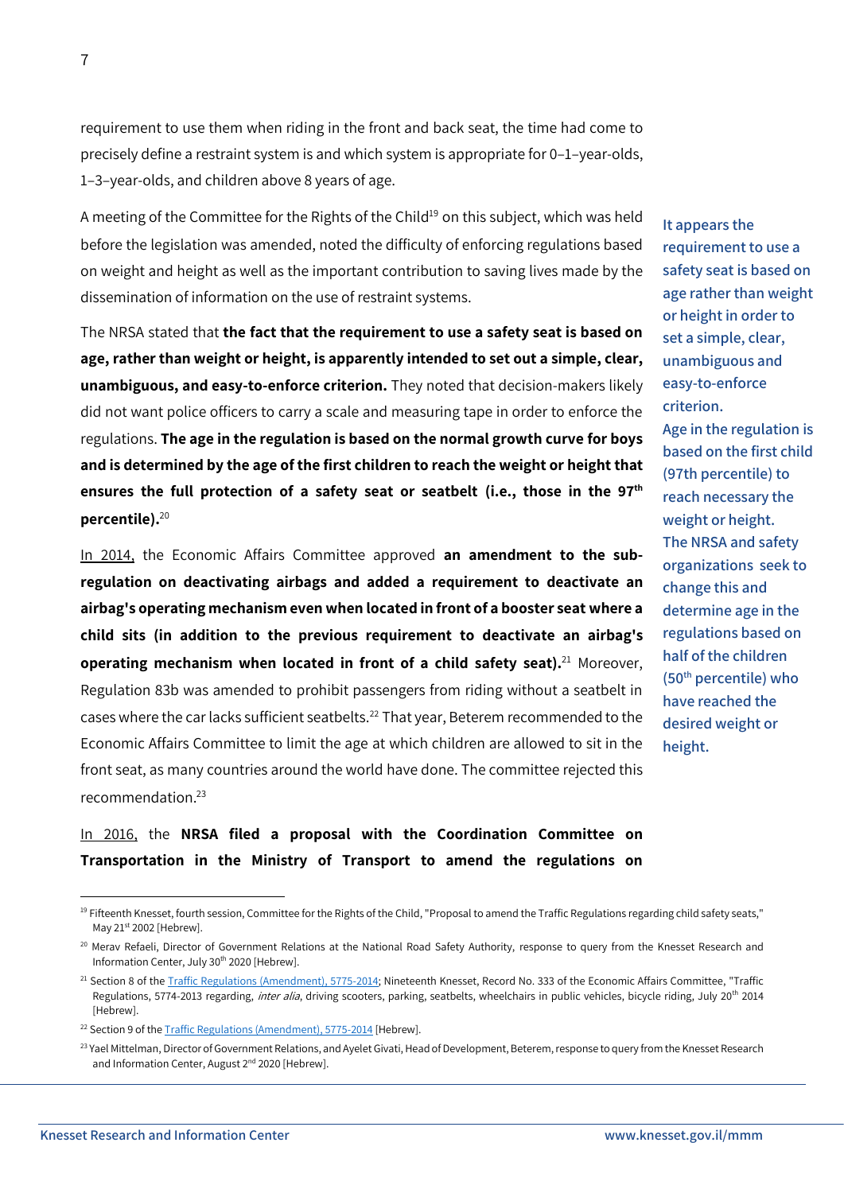requirement to use them when riding in the front and back seat, the time had come to precisely define a restraint system is and which system is appropriate for 0–1–year-olds, 1–3–year-olds, and children above 8 years of age.

A meeting of the Committee for the Rights of the Child[19] on this subject, which was held before the legislation was amended, noted the difficulty of enforcing regulations based on weight and height as well as the important contribution to saving lives made by the dissemination of information on the use of restraint systems.

It appears the requirement to use a safety seat is based on age rather than weight or height in order to set a simple, clear, unambiguous and easy-to-enforce criterion.

Age in the regulation is based on the first child (97th percentile) to reach necessary the weight or height. The NRSA and safety organizations seek to change this and determine age in the regulations based on half of the children (50th percentile) who have reached the desired weight or height.

The NRSA stated that **the fact that the requirement to use a safety seat is based on age, rather than weight or height, is apparently intended to set out a simple, clear, unambiguous, and easy-to-enforce criterion.** They noted that decision-makers likely did not want police officers to carry a scale and measuring tape in order to enforce the regulations. **The age in the regulation is based on the normal growth curve for boys and is determined by the age of the first children to reach the weight or height that ensures the full protection of a safety seat or seatbelt (i.e., those in the 97th percentile).**[20]

In 2014, the Economic Affairs Committee approved **an amendment to the sub-regulation on deactivating airbags and added a requirement to deactivate an airbag's operating mechanism even when located in front of a booster seat where a child sits (in addition to the previous requirement to deactivate an airbag's operating mechanism when located in front of a child safety seat).**[21] Moreover, Regulation 83b was amended to prohibit passengers from riding without a seatbelt in cases where the car lacks sufficient seatbelts.[22] That year, Beterem recommended to the Economic Affairs Committee to limit the age at which children are allowed to sit in the front seat, as many countries around the world have done. The committee rejected this recommendation.[23]

In 2016, the **NRSA filed a proposal with the Coordination Committee on Transportation in the Ministry of Transport to amend the regulations on**

---

[19] Fifteenth Knesset, fourth session, Committee for the Rights of the Child, "Proposal to amend the Traffic Regulations regarding child safety seats," May 21st 2002 [Hebrew].

[20] Merav Refaeli, Director of Government Relations at the National Road Safety Authority, response to query from the Knesset Research and Information Center, July 30th 2020 [Hebrew].

[21] Section 8 of the Traffic Regulations (Amendment), 5775-2014; Nineteenth Knesset, Record No. 333 of the Economic Affairs Committee, "Traffic Regulations, 5774-2013 regarding, *inter alia*, driving scooters, parking, seatbelts, wheelchairs in public vehicles, bicycle riding, July 20th 2014 [Hebrew].

[22] Section 9 of the Traffic Regulations (Amendment), 5775-2014 [Hebrew].

[23] Yael Mittelman, Director of Government Relations, and Ayelet Givati, Head of Development, Beterem, response to query from the Knesset Research and Information Center, August 2nd 2020 [Hebrew].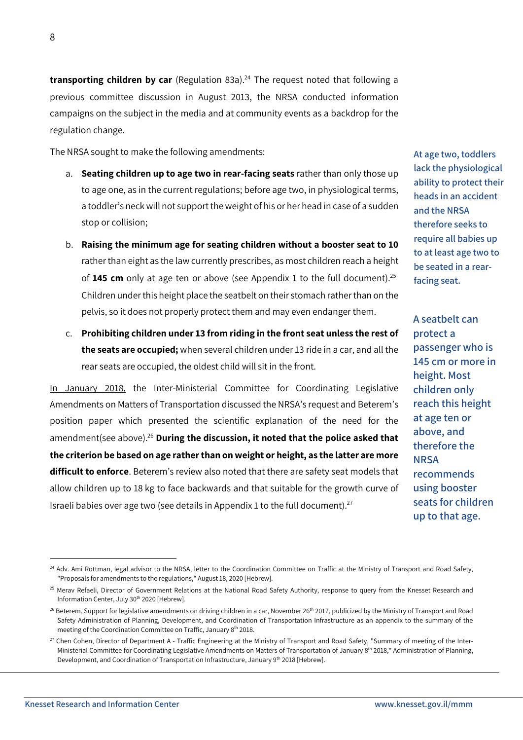**transporting children by car** (Regulation 83a).[24] The request noted that following a previous committee discussion in August 2013, the NRSA conducted information campaigns on the subject in the media and at community events as a backdrop for the regulation change.

The NRSA sought to make the following amendments:

a. **Seating children up to age two in rear-facing seats** rather than only those up to age one, as in the current regulations; before age two, in physiological terms, a toddler's neck will not support the weight of his or her head in case of a sudden stop or collision;

b. **Raising the minimum age for seating children without a booster seat to 10** rather than eight as the law currently prescribes, as most children reach a height of **145 cm** only at age ten or above (see Appendix 1 to the full document).[25] Children under this height place the seatbelt on their stomach rather than on the pelvis, so it does not properly protect them and may even endanger them.

c. **Prohibiting children under 13 from riding in the front seat unless the rest of the seats are occupied;** when several children under 13 ride in a car, and all the rear seats are occupied, the oldest child will sit in the front.

At age two, toddlers lack the physiological ability to protect their heads in an accident and the NRSA therefore seeks to require all babies up to at least age two to be seated in a rear-facing seat.

A seatbelt can protect a passenger who is 145 cm or more in height. Most children only reach this height at age ten or above, and therefore the NRSA recommends using booster seats for children up to that age.

In January 2018, the Inter-Ministerial Committee for Coordinating Legislative Amendments on Matters of Transportation discussed the NRSA's request and Beterem's position paper which presented the scientific explanation of the need for the amendment(see above).[26] **During the discussion, it noted that the police asked that the criterion be based on age rather than on weight or height, as the latter are more difficult to enforce**. Beterem's review also noted that there are safety seat models that allow children up to 18 kg to face backwards and that suitable for the growth curve of Israeli babies over age two (see details in Appendix 1 to the full document).[27]

---

[24] Adv. Ami Rottman, legal advisor to the NRSA, letter to the Coordination Committee on Traffic at the Ministry of Transport and Road Safety, "Proposals for amendments to the regulations," August 18, 2020 [Hebrew].

[25] Merav Refaeli, Director of Government Relations at the National Road Safety Authority, response to query from the Knesset Research and Information Center, July 30th 2020 [Hebrew].

[26] Beterem, Support for legislative amendments on driving children in a car, November 26th 2017, publicized by the Ministry of Transport and Road Safety Administration of Planning, Development, and Coordination of Transportation Infrastructure as an appendix to the summary of the meeting of the Coordination Committee on Traffic, January 8th 2018.

[27] Chen Cohen, Director of Department A - Traffic Engineering at the Ministry of Transport and Road Safety, "Summary of meeting of the Inter-Ministerial Committee for Coordinating Legislative Amendments on Matters of Transportation of January 8th 2018," Administration of Planning, Development, and Coordination of Transportation Infrastructure, January 9th 2018 [Hebrew].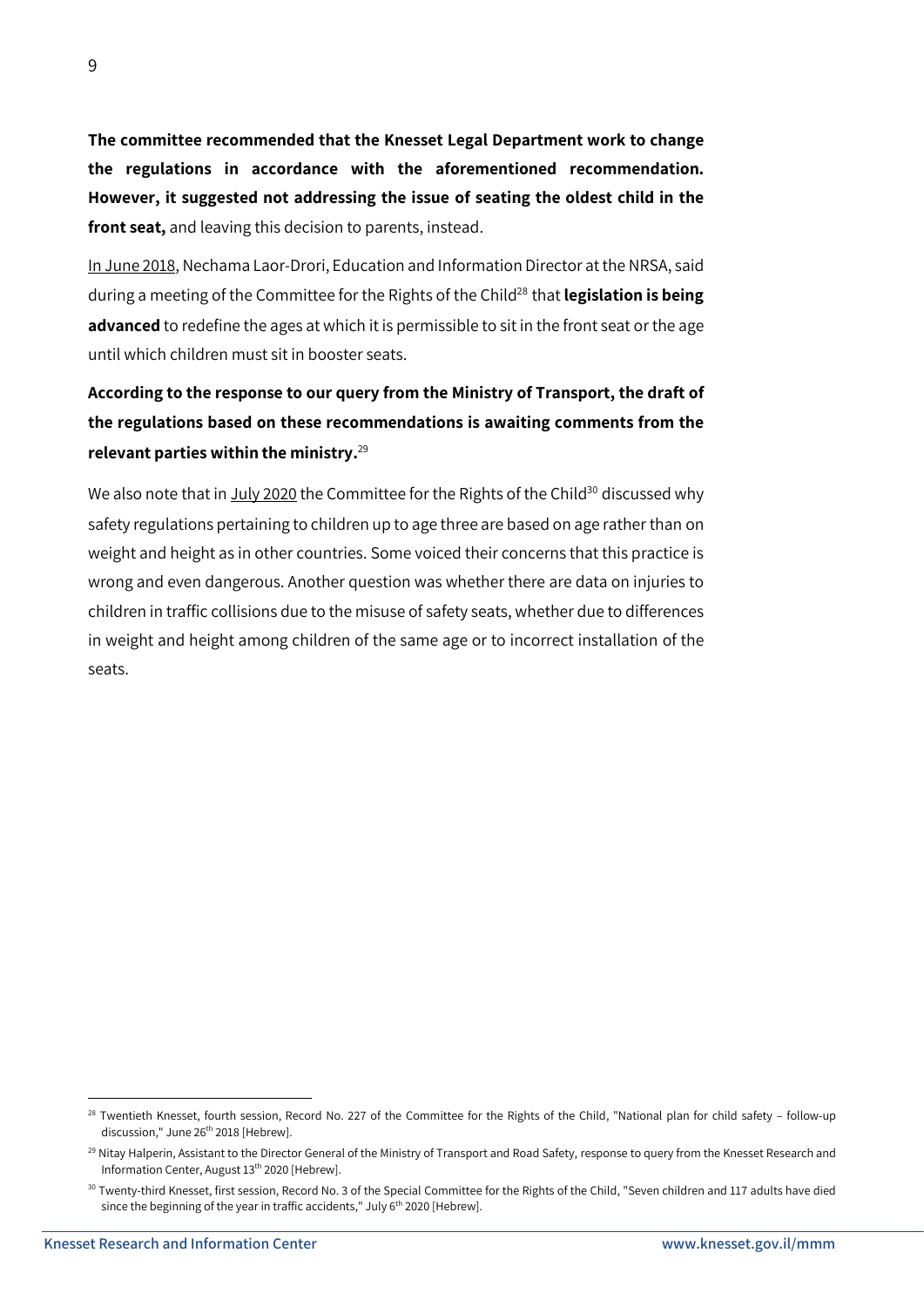**The committee recommended that the Knesset Legal Department work to change the regulations in accordance with the aforementioned recommendation. However, it suggested not addressing the issue of seating the oldest child in the front seat,** and leaving this decision to parents, instead.

In June 2018, Nechama Laor-Drori, Education and Information Director at the NRSA, said during a meeting of the Committee for the Rights of the Child[28] that **legislation is being advanced** to redefine the ages at which it is permissible to sit in the front seat or the age until which children must sit in booster seats.

**According to the response to our query from the Ministry of Transport, the draft of the regulations based on these recommendations is awaiting comments from the relevant parties within the ministry.**[29]

We also note that in July 2020 the Committee for the Rights of the Child[30] discussed why safety regulations pertaining to children up to age three are based on age rather than on weight and height as in other countries. Some voiced their concerns that this practice is wrong and even dangerous. Another question was whether there are data on injuries to children in traffic collisions due to the misuse of safety seats, whether due to differences in weight and height among children of the same age or to incorrect installation of the seats.

---

[28] Twentieth Knesset, fourth session, Record No. 227 of the Committee for the Rights of the Child, "National plan for child safety – follow-up discussion," June 26th 2018 [Hebrew].

[29] Nitay Halperin, Assistant to the Director General of the Ministry of Transport and Road Safety, response to query from the Knesset Research and Information Center, August 13th 2020 [Hebrew].

[30] Twenty-third Knesset, first session, Record No. 3 of the Special Committee for the Rights of the Child, "Seven children and 117 adults have died since the beginning of the year in traffic accidents," July 6th 2020 [Hebrew].